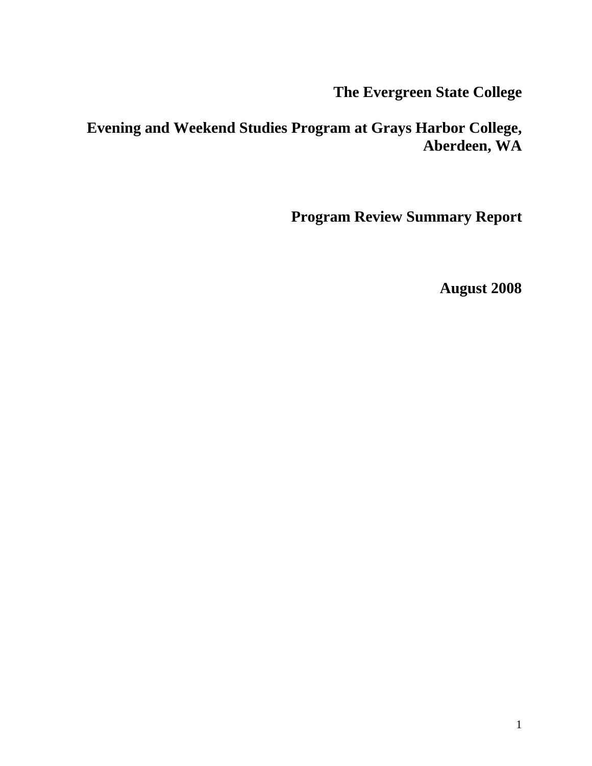# The Evergreen State College

## Evening and Weekend Studies Program at Grays Harbor College, Aberdeen, WA

## Program Review Summary Report

**August 2008**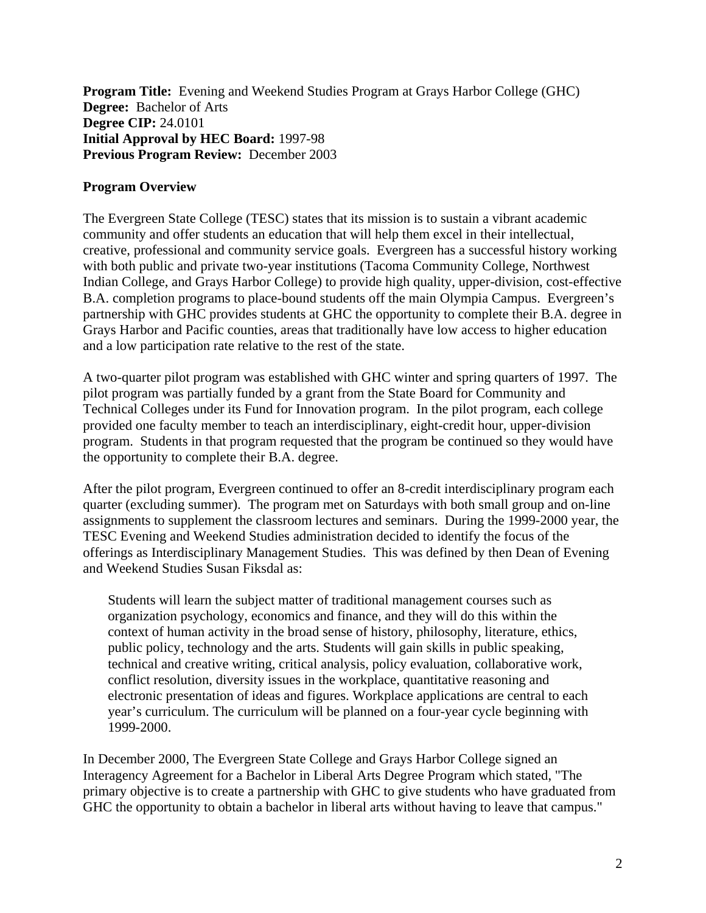**Program Title:** Evening and Weekend Studies Program at Grays Harbor College (GHC)
**Degree:** Bachelor of Arts
**Degree CIP:** 24.0101
**Initial Approval by HEC Board:** 1997-98
**Previous Program Review:** December 2003

**Program Overview**

The Evergreen State College (TESC) states that its mission is to sustain a vibrant academic community and offer students an education that will help them excel in their intellectual, creative, professional and community service goals. Evergreen has a successful history working with both public and private two-year institutions (Tacoma Community College, Northwest Indian College, and Grays Harbor College) to provide high quality, upper-division, cost-effective B.A. completion programs to place-bound students off the main Olympia Campus. Evergreen's partnership with GHC provides students at GHC the opportunity to complete their B.A. degree in Grays Harbor and Pacific counties, areas that traditionally have low access to higher education and a low participation rate relative to the rest of the state.

A two-quarter pilot program was established with GHC winter and spring quarters of 1997. The pilot program was partially funded by a grant from the State Board for Community and Technical Colleges under its Fund for Innovation program. In the pilot program, each college provided one faculty member to teach an interdisciplinary, eight-credit hour, upper-division program. Students in that program requested that the program be continued so they would have the opportunity to complete their B.A. degree.

After the pilot program, Evergreen continued to offer an 8-credit interdisciplinary program each quarter (excluding summer). The program met on Saturdays with both small group and on-line assignments to supplement the classroom lectures and seminars. During the 1999-2000 year, the TESC Evening and Weekend Studies administration decided to identify the focus of the offerings as Interdisciplinary Management Studies. This was defined by then Dean of Evening and Weekend Studies Susan Fiksdal as:

> Students will learn the subject matter of traditional management courses such as organization psychology, economics and finance, and they will do this within the context of human activity in the broad sense of history, philosophy, literature, ethics, public policy, technology and the arts. Students will gain skills in public speaking, technical and creative writing, critical analysis, policy evaluation, collaborative work, conflict resolution, diversity issues in the workplace, quantitative reasoning and electronic presentation of ideas and figures. Workplace applications are central to each year's curriculum. The curriculum will be planned on a four-year cycle beginning with 1999-2000.

In December 2000, The Evergreen State College and Grays Harbor College signed an Interagency Agreement for a Bachelor in Liberal Arts Degree Program which stated, "The primary objective is to create a partnership with GHC to give students who have graduated from GHC the opportunity to obtain a bachelor in liberal arts without having to leave that campus."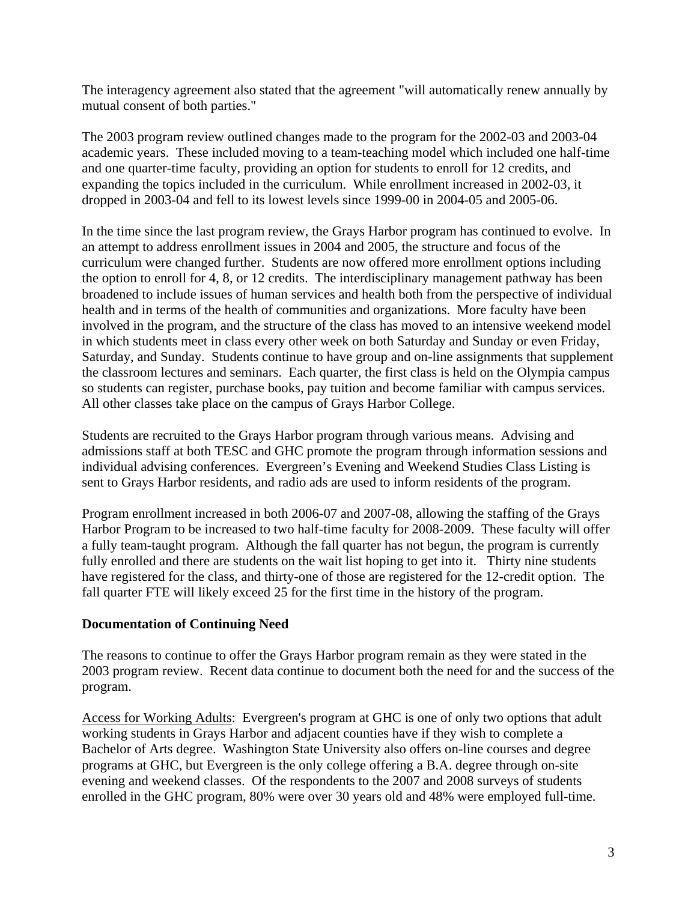The interagency agreement also stated that the agreement "will automatically renew annually by mutual consent of both parties."

The 2003 program review outlined changes made to the program for the 2002-03 and 2003-04 academic years. These included moving to a team-teaching model which included one half-time and one quarter-time faculty, providing an option for students to enroll for 12 credits, and expanding the topics included in the curriculum. While enrollment increased in 2002-03, it dropped in 2003-04 and fell to its lowest levels since 1999-00 in 2004-05 and 2005-06.

In the time since the last program review, the Grays Harbor program has continued to evolve. In an attempt to address enrollment issues in 2004 and 2005, the structure and focus of the curriculum were changed further. Students are now offered more enrollment options including the option to enroll for 4, 8, or 12 credits. The interdisciplinary management pathway has been broadened to include issues of human services and health both from the perspective of individual health and in terms of the health of communities and organizations. More faculty have been involved in the program, and the structure of the class has moved to an intensive weekend model in which students meet in class every other week on both Saturday and Sunday or even Friday, Saturday, and Sunday. Students continue to have group and on-line assignments that supplement the classroom lectures and seminars. Each quarter, the first class is held on the Olympia campus so students can register, purchase books, pay tuition and become familiar with campus services. All other classes take place on the campus of Grays Harbor College.

Students are recruited to the Grays Harbor program through various means. Advising and admissions staff at both TESC and GHC promote the program through information sessions and individual advising conferences. Evergreen's Evening and Weekend Studies Class Listing is sent to Grays Harbor residents, and radio ads are used to inform residents of the program.

Program enrollment increased in both 2006-07 and 2007-08, allowing the staffing of the Grays Harbor Program to be increased to two half-time faculty for 2008-2009. These faculty will offer a fully team-taught program. Although the fall quarter has not begun, the program is currently fully enrolled and there are students on the wait list hoping to get into it. Thirty nine students have registered for the class, and thirty-one of those are registered for the 12-credit option. The fall quarter FTE will likely exceed 25 for the first time in the history of the program.

**Documentation of Continuing Need**

The reasons to continue to offer the Grays Harbor program remain as they were stated in the 2003 program review. Recent data continue to document both the need for and the success of the program.

<u>Access for Working Adults</u>: Evergreen's program at GHC is one of only two options that adult working students in Grays Harbor and adjacent counties have if they wish to complete a Bachelor of Arts degree. Washington State University also offers on-line courses and degree programs at GHC, but Evergreen is the only college offering a B.A. degree through on-site evening and weekend classes. Of the respondents to the 2007 and 2008 surveys of students enrolled in the GHC program, 80% were over 30 years old and 48% were employed full-time.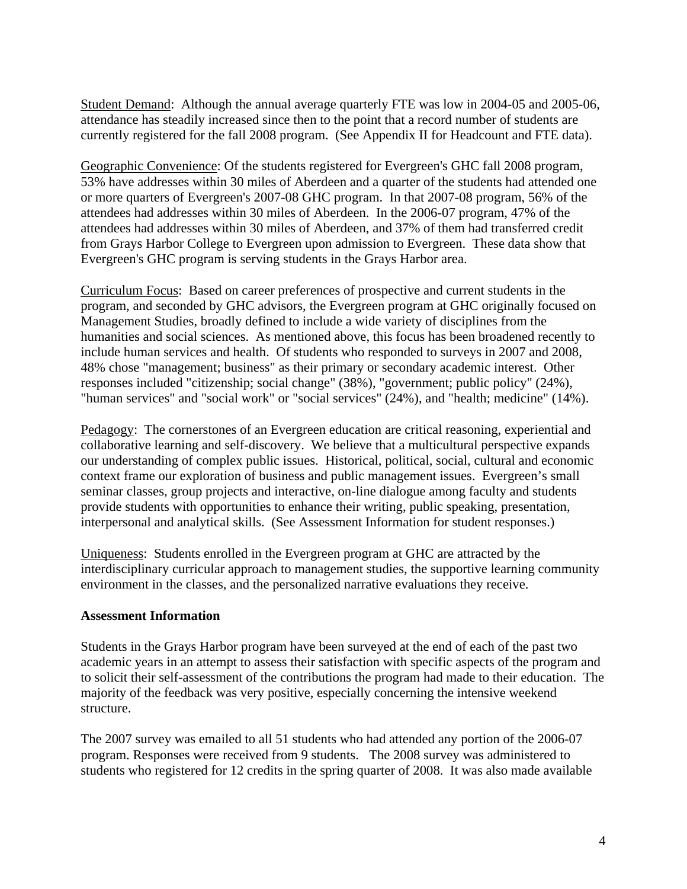Student Demand: Although the annual average quarterly FTE was low in 2004-05 and 2005-06, attendance has steadily increased since then to the point that a record number of students are currently registered for the fall 2008 program. (See Appendix II for Headcount and FTE data).

Geographic Convenience: Of the students registered for Evergreen's GHC fall 2008 program, 53% have addresses within 30 miles of Aberdeen and a quarter of the students had attended one or more quarters of Evergreen's 2007-08 GHC program. In that 2007-08 program, 56% of the attendees had addresses within 30 miles of Aberdeen. In the 2006-07 program, 47% of the attendees had addresses within 30 miles of Aberdeen, and 37% of them had transferred credit from Grays Harbor College to Evergreen upon admission to Evergreen. These data show that Evergreen's GHC program is serving students in the Grays Harbor area.

Curriculum Focus: Based on career preferences of prospective and current students in the program, and seconded by GHC advisors, the Evergreen program at GHC originally focused on Management Studies, broadly defined to include a wide variety of disciplines from the humanities and social sciences. As mentioned above, this focus has been broadened recently to include human services and health. Of students who responded to surveys in 2007 and 2008, 48% chose "management; business" as their primary or secondary academic interest. Other responses included "citizenship; social change" (38%), "government; public policy" (24%), "human services" and "social work" or "social services" (24%), and "health; medicine" (14%).

Pedagogy: The cornerstones of an Evergreen education are critical reasoning, experiential and collaborative learning and self-discovery. We believe that a multicultural perspective expands our understanding of complex public issues. Historical, political, social, cultural and economic context frame our exploration of business and public management issues. Evergreen's small seminar classes, group projects and interactive, on-line dialogue among faculty and students provide students with opportunities to enhance their writing, public speaking, presentation, interpersonal and analytical skills. (See Assessment Information for student responses.)

Uniqueness: Students enrolled in the Evergreen program at GHC are attracted by the interdisciplinary curricular approach to management studies, the supportive learning community environment in the classes, and the personalized narrative evaluations they receive.

**Assessment Information**

Students in the Grays Harbor program have been surveyed at the end of each of the past two academic years in an attempt to assess their satisfaction with specific aspects of the program and to solicit their self-assessment of the contributions the program had made to their education. The majority of the feedback was very positive, especially concerning the intensive weekend structure.

The 2007 survey was emailed to all 51 students who had attended any portion of the 2006-07 program. Responses were received from 9 students. The 2008 survey was administered to students who registered for 12 credits in the spring quarter of 2008. It was also made available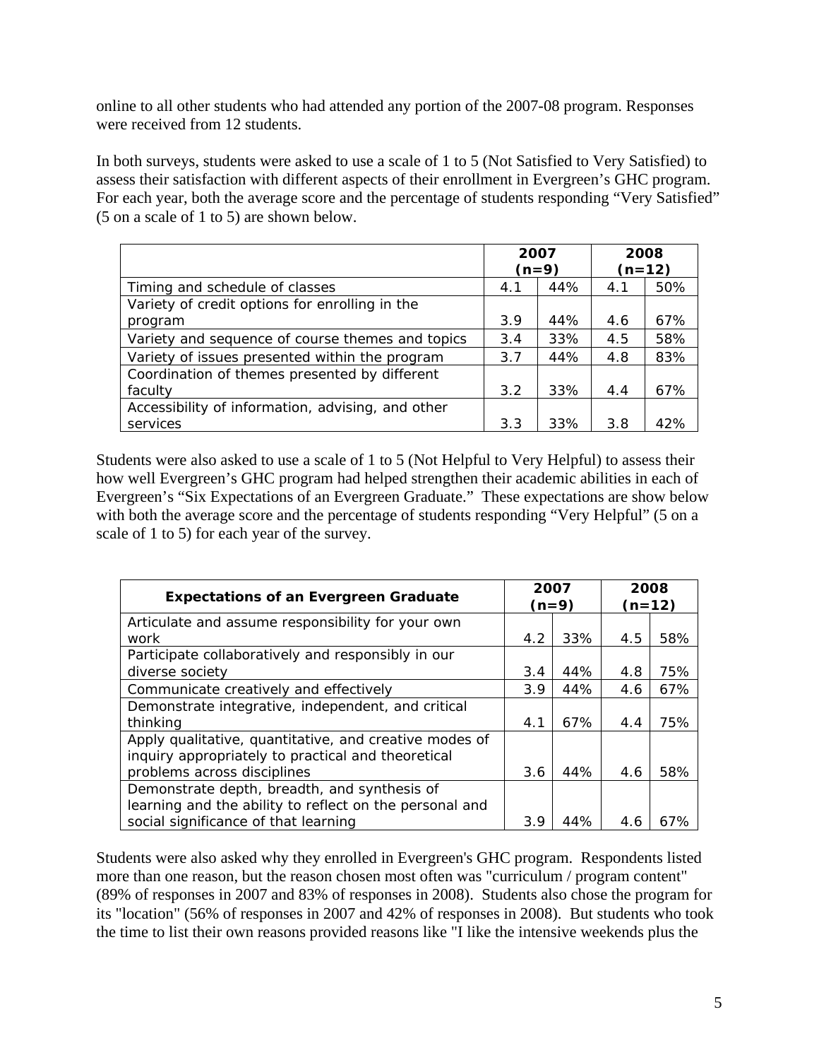online to all other students who had attended any portion of the 2007-08 program. Responses were received from 12 students.

In both surveys, students were asked to use a scale of 1 to 5 (Not Satisfied to Very Satisfied) to assess their satisfaction with different aspects of their enrollment in Evergreen's GHC program. For each year, both the average score and the percentage of students responding "Very Satisfied" (5 on a scale of 1 to 5) are shown below.

| | 2007 (n=9) | | 2008 (n=12) | |
|---|---|---|---|---|
| Timing and schedule of classes | 4.1 | 44% | 4.1 | 50% |
| Variety of credit options for enrolling in the program | 3.9 | 44% | 4.6 | 67% |
| Variety and sequence of course themes and topics | 3.4 | 33% | 4.5 | 58% |
| Variety of issues presented within the program | 3.7 | 44% | 4.8 | 83% |
| Coordination of themes presented by different faculty | 3.2 | 33% | 4.4 | 67% |
| Accessibility of information, advising, and other services | 3.3 | 33% | 3.8 | 42% |

Students were also asked to use a scale of 1 to 5 (Not Helpful to Very Helpful) to assess their how well Evergreen's GHC program had helped strengthen their academic abilities in each of Evergreen's "Six Expectations of an Evergreen Graduate." These expectations are show below with both the average score and the percentage of students responding "Very Helpful" (5 on a scale of 1 to 5) for each year of the survey.

| **Expectations of an Evergreen Graduate** | 2007 (n=9) | | 2008 (n=12) | |
|---|---|---|---|---|
| Articulate and assume responsibility for your own work | 4.2 | 33% | 4.5 | 58% |
| Participate collaboratively and responsibly in our diverse society | 3.4 | 44% | 4.8 | 75% |
| Communicate creatively and effectively | 3.9 | 44% | 4.6 | 67% |
| Demonstrate integrative, independent, and critical thinking | 4.1 | 67% | 4.4 | 75% |
| Apply qualitative, quantitative, and creative modes of inquiry appropriately to practical and theoretical problems across disciplines | 3.6 | 44% | 4.6 | 58% |
| Demonstrate depth, breadth, and synthesis of learning and the ability to reflect on the personal and social significance of that learning | 3.9 | 44% | 4.6 | 67% |

Students were also asked why they enrolled in Evergreen's GHC program. Respondents listed more than one reason, but the reason chosen most often was "curriculum / program content" (89% of responses in 2007 and 83% of responses in 2008). Students also chose the program for its "location" (56% of responses in 2007 and 42% of responses in 2008). But students who took the time to list their own reasons provided reasons like "I like the intensive weekends plus the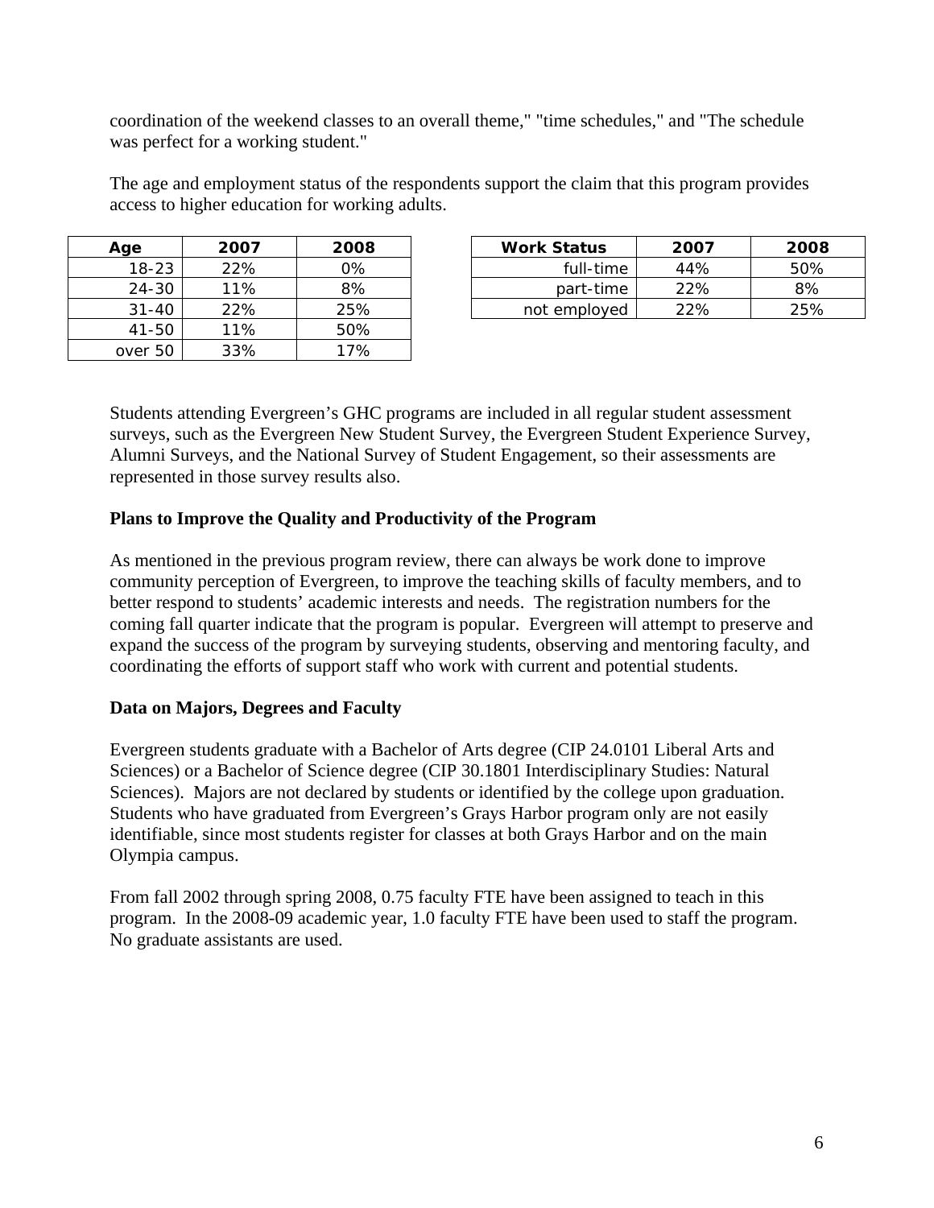coordination of the weekend classes to an overall theme," "time schedules," and "The schedule was perfect for a working student."

The age and employment status of the respondents support the claim that this program provides access to higher education for working adults.

| Age | 2007 | 2008 |
|---|---|---|
| 18-23 | 22% | 0% |
| 24-30 | 11% | 8% |
| 31-40 | 22% | 25% |
| 41-50 | 11% | 50% |
| over 50 | 33% | 17% |

| Work Status | 2007 | 2008 |
|---|---|---|
| full-time | 44% | 50% |
| part-time | 22% | 8% |
| not employed | 22% | 25% |

Students attending Evergreen's GHC programs are included in all regular student assessment surveys, such as the Evergreen New Student Survey, the Evergreen Student Experience Survey, Alumni Surveys, and the National Survey of Student Engagement, so their assessments are represented in those survey results also.

**Plans to Improve the Quality and Productivity of the Program**

As mentioned in the previous program review, there can always be work done to improve community perception of Evergreen, to improve the teaching skills of faculty members, and to better respond to students' academic interests and needs. The registration numbers for the coming fall quarter indicate that the program is popular. Evergreen will attempt to preserve and expand the success of the program by surveying students, observing and mentoring faculty, and coordinating the efforts of support staff who work with current and potential students.

**Data on Majors, Degrees and Faculty**

Evergreen students graduate with a Bachelor of Arts degree (CIP 24.0101 Liberal Arts and Sciences) or a Bachelor of Science degree (CIP 30.1801 Interdisciplinary Studies: Natural Sciences). Majors are not declared by students or identified by the college upon graduation. Students who have graduated from Evergreen's Grays Harbor program only are not easily identifiable, since most students register for classes at both Grays Harbor and on the main Olympia campus.

From fall 2002 through spring 2008, 0.75 faculty FTE have been assigned to teach in this program. In the 2008-09 academic year, 1.0 faculty FTE have been used to staff the program. No graduate assistants are used.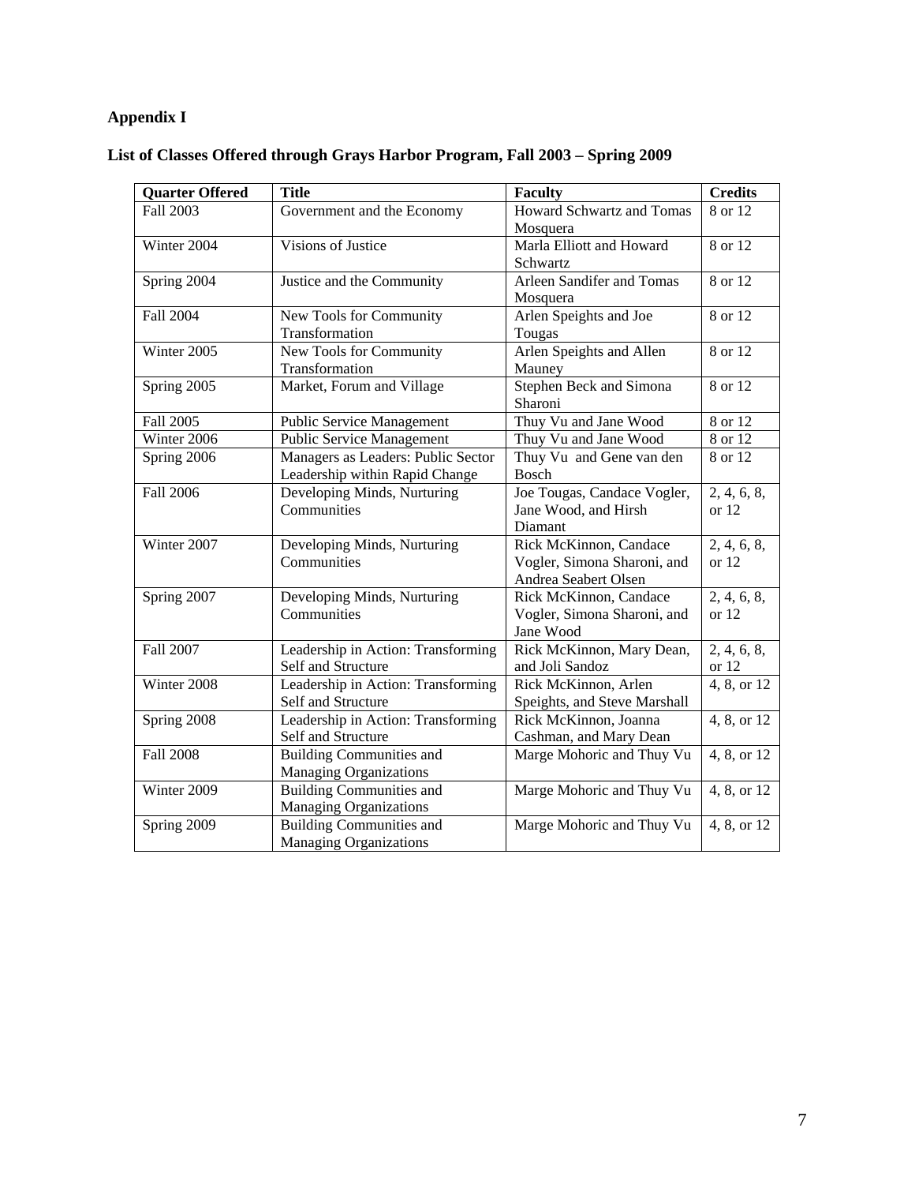# Appendix I

## List of Classes Offered through Grays Harbor Program, Fall 2003 – Spring 2009

| Quarter Offered | Title | Faculty | Credits |
|---|---|---|---|
| Fall 2003 | Government and the Economy | Howard Schwartz and Tomas Mosquera | 8 or 12 |
| Winter 2004 | Visions of Justice | Marla Elliott and Howard Schwartz | 8 or 12 |
| Spring 2004 | Justice and the Community | Arleen Sandifer and Tomas Mosquera | 8 or 12 |
| Fall 2004 | New Tools for Community Transformation | Arlen Speights and Joe Tougas | 8 or 12 |
| Winter 2005 | New Tools for Community Transformation | Arlen Speights and Allen Mauney | 8 or 12 |
| Spring 2005 | Market, Forum and Village | Stephen Beck and Simona Sharoni | 8 or 12 |
| Fall 2005 | Public Service Management | Thuy Vu and Jane Wood | 8 or 12 |
| Winter 2006 | Public Service Management | Thuy Vu and Jane Wood | 8 or 12 |
| Spring 2006 | Managers as Leaders: Public Sector Leadership within Rapid Change | Thuy Vu and Gene van den Bosch | 8 or 12 |
| Fall 2006 | Developing Minds, Nurturing Communities | Joe Tougas, Candace Vogler, Jane Wood, and Hirsh Diamant | 2, 4, 6, 8, or 12 |
| Winter 2007 | Developing Minds, Nurturing Communities | Rick McKinnon, Candace Vogler, Simona Sharoni, and Andrea Seabert Olsen | 2, 4, 6, 8, or 12 |
| Spring 2007 | Developing Minds, Nurturing Communities | Rick McKinnon, Candace Vogler, Simona Sharoni, and Jane Wood | 2, 4, 6, 8, or 12 |
| Fall 2007 | Leadership in Action: Transforming Self and Structure | Rick McKinnon, Mary Dean, and Joli Sandoz | 2, 4, 6, 8, or 12 |
| Winter 2008 | Leadership in Action: Transforming Self and Structure | Rick McKinnon, Arlen Speights, and Steve Marshall | 4, 8, or 12 |
| Spring 2008 | Leadership in Action: Transforming Self and Structure | Rick McKinnon, Joanna Cashman, and Mary Dean | 4, 8, or 12 |
| Fall 2008 | Building Communities and Managing Organizations | Marge Mohoric and Thuy Vu | 4, 8, or 12 |
| Winter 2009 | Building Communities and Managing Organizations | Marge Mohoric and Thuy Vu | 4, 8, or 12 |
| Spring 2009 | Building Communities and Managing Organizations | Marge Mohoric and Thuy Vu | 4, 8, or 12 |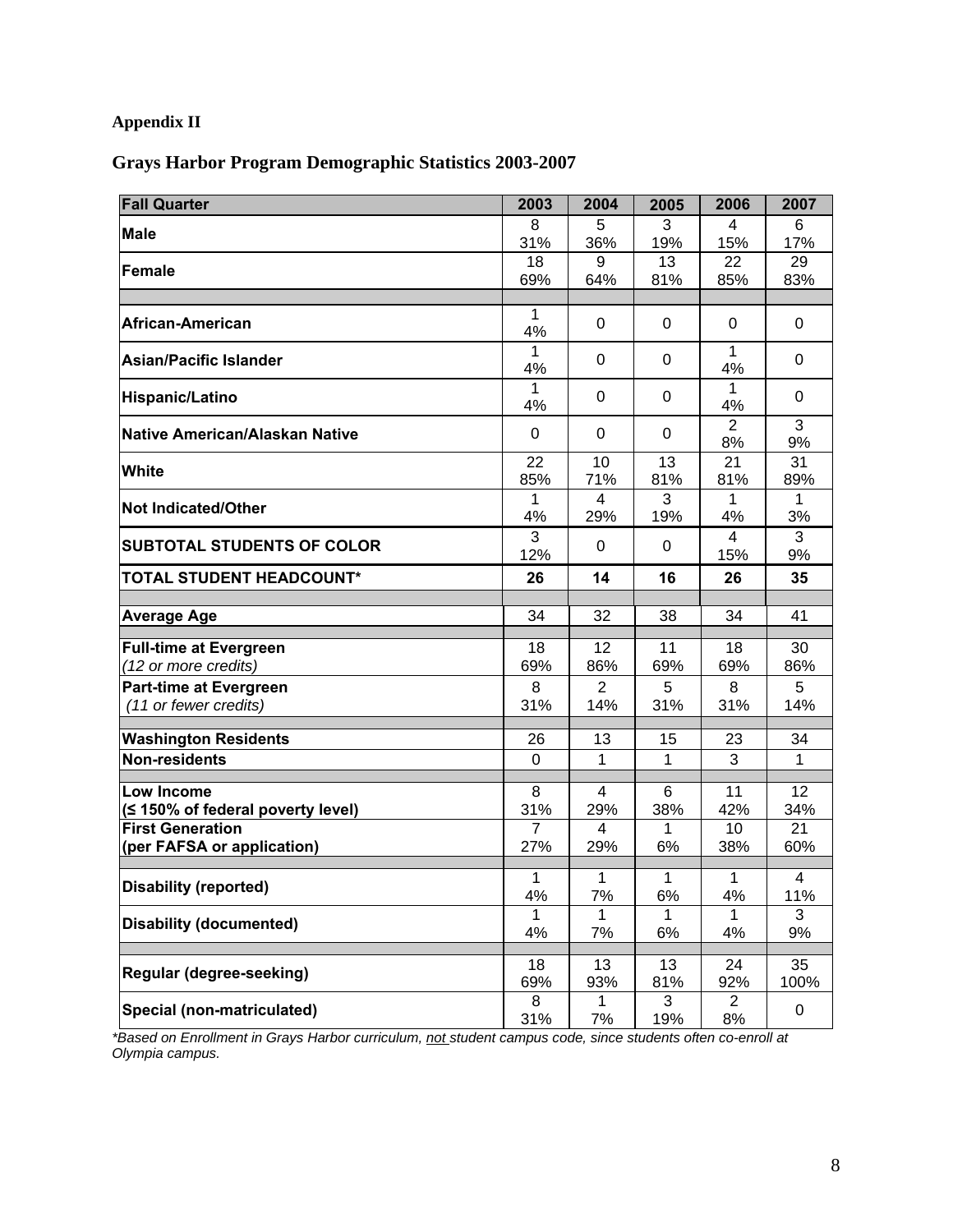**Appendix II**

## Grays Harbor Program Demographic Statistics 2003-2007

| Fall Quarter | 2003 | 2004 | 2005 | 2006 | 2007 |
|---|---|---|---|---|---|
| **Male** | 8<br>31% | 5<br>36% | 3<br>19% | 4<br>15% | 6<br>17% |
| **Female** | 18<br>69% | 9<br>64% | 13<br>81% | 22<br>85% | 29<br>83% |
| | | | | | |
| **African-American** | 1<br>4% | 0 | 0 | 0 | 0 |
| **Asian/Pacific Islander** | 1<br>4% | 0 | 0 | 1<br>4% | 0 |
| **Hispanic/Latino** | 1<br>4% | 0 | 0 | 1<br>4% | 0 |
| **Native American/Alaskan Native** | 0 | 0 | 0 | 2<br>8% | 3<br>9% |
| **White** | 22<br>85% | 10<br>71% | 13<br>81% | 21<br>81% | 31<br>89% |
| **Not Indicated/Other** | 1<br>4% | 4<br>29% | 3<br>19% | 1<br>4% | 1<br>3% |
| **SUBTOTAL STUDENTS OF COLOR** | 3<br>12% | 0 | 0 | 4<br>15% | 3<br>9% |
| **TOTAL STUDENT HEADCOUNT*** | **26** | **14** | **16** | **26** | **35** |
| | | | | | |
| **Average Age** | 34 | 32 | 38 | 34 | 41 |
| | | | | | |
| **Full-time at Evergreen**<br>*(12 or more credits)* | 18<br>69% | 12<br>86% | 11<br>69% | 18<br>69% | 30<br>86% |
| **Part-time at Evergreen**<br>*(11 or fewer credits)* | 8<br>31% | 2<br>14% | 5<br>31% | 8<br>31% | 5<br>14% |
| | | | | | |
| **Washington Residents** | 26 | 13 | 15 | 23 | 34 |
| **Non-residents** | 0 | 1 | 1 | 3 | 1 |
| | | | | | |
| **Low Income**<br>**(≤ 150% of federal poverty level)** | 8<br>31% | 4<br>29% | 6<br>38% | 11<br>42% | 12<br>34% |
| **First Generation**<br>**(per FAFSA or application)** | 7<br>27% | 4<br>29% | 1<br>6% | 10<br>38% | 21<br>60% |
| | | | | | |
| **Disability (reported)** | 1<br>4% | 1<br>7% | 1<br>6% | 1<br>4% | 4<br>11% |
| **Disability (documented)** | 1<br>4% | 1<br>7% | 1<br>6% | 1<br>4% | 3<br>9% |
| | | | | | |
| **Regular (degree-seeking)** | 18<br>69% | 13<br>93% | 13<br>81% | 24<br>92% | 35<br>100% |
| **Special (non-matriculated)** | 8<br>31% | 1<br>7% | 3<br>19% | 2<br>8% | 0 |

*\*Based on Enrollment in Grays Harbor curriculum, not student campus code, since students often co-enroll at Olympia campus.*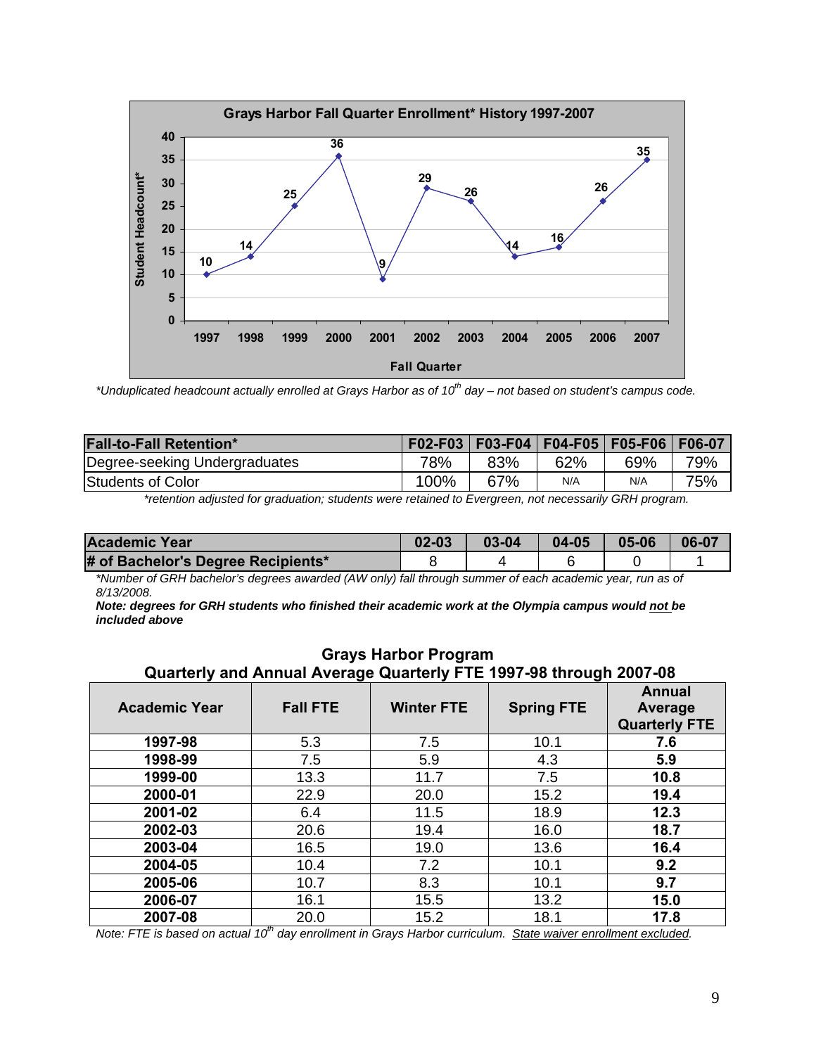**Grays Harbor Fall Quarter Enrollment* History 1997-2007**

| Fall Quarter | Student Headcount* |
|---|---|
| 1997 | 10 |
| 1998 | 14 |
| 1999 | 25 |
| 2000 | 36 |
| 2001 | 9 |
| 2002 | 29 |
| 2003 | 26 |
| 2004 | 14 |
| 2005 | 16 |
| 2006 | 26 |
| 2007 | 35 |

*\*Unduplicated headcount actually enrolled at Grays Harbor as of 10th day – not based on student's campus code.*

| Fall-to-Fall Retention* | F02-F03 | F03-F04 | F04-F05 | F05-F06 | F06-07 |
|---|---|---|---|---|---|
| Degree-seeking Undergraduates | 78% | 83% | 62% | 69% | 79% |
| Students of Color | 100% | 67% | N/A | N/A | 75% |

*\*retention adjusted for graduation; students were retained to Evergreen, not necessarily GRH program.*

| Academic Year | 02-03 | 03-04 | 04-05 | 05-06 | 06-07 |
|---|---|---|---|---|---|
| **# of Bachelor's Degree Recipients*** | 8 | 4 | 6 | 0 | 1 |

*\*Number of GRH bachelor's degrees awarded (AW only) fall through summer of each academic year, run as of 8/13/2008.*

***Note: degrees for GRH students who finished their academic work at the Olympia campus would not be included above***

## Grays Harbor Program
## Quarterly and Annual Average Quarterly FTE 1997-98 through 2007-08

| Academic Year | Fall FTE | Winter FTE | Spring FTE | Annual Average Quarterly FTE |
|---|---|---|---|---|
| **1997-98** | 5.3 | 7.5 | 10.1 | **7.6** |
| **1998-99** | 7.5 | 5.9 | 4.3 | **5.9** |
| **1999-00** | 13.3 | 11.7 | 7.5 | **10.8** |
| **2000-01** | 22.9 | 20.0 | 15.2 | **19.4** |
| **2001-02** | 6.4 | 11.5 | 18.9 | **12.3** |
| **2002-03** | 20.6 | 19.4 | 16.0 | **18.7** |
| **2003-04** | 16.5 | 19.0 | 13.6 | **16.4** |
| **2004-05** | 10.4 | 7.2 | 10.1 | **9.2** |
| **2005-06** | 10.7 | 8.3 | 10.1 | **9.7** |
| **2006-07** | 16.1 | 15.5 | 13.2 | **15.0** |
| **2007-08** | 20.0 | 15.2 | 18.1 | **17.8** |

*Note: FTE is based on actual 10th day enrollment in Grays Harbor curriculum. State waiver enrollment excluded.*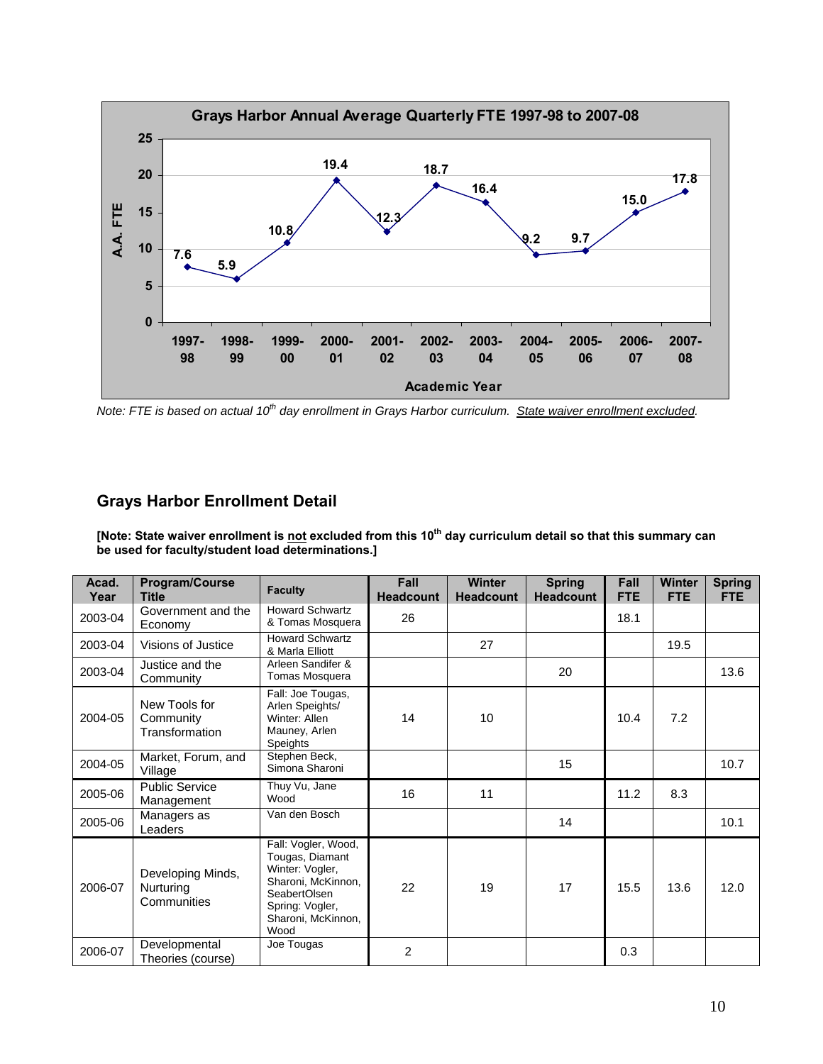**Grays Harbor Annual Average Quarterly FTE 1997-98 to 2007-08**

| Academic Year | A.A. FTE |
|---|---|
| 1997-98 | 7.6 |
| 1998-99 | 5.9 |
| 1999-00 | 10.8 |
| 2000-01 | 19.4 |
| 2001-02 | 12.3 |
| 2002-03 | 18.7 |
| 2003-04 | 16.4 |
| 2004-05 | 9.2 |
| 2005-06 | 9.7 |
| 2006-07 | 15.0 |
| 2007-08 | 17.8 |

*Note: FTE is based on actual 10th day enrollment in Grays Harbor curriculum. State waiver enrollment excluded.*

## Grays Harbor Enrollment Detail

**[Note: State waiver enrollment is not excluded from this 10th day curriculum detail so that this summary can be used for faculty/student load determinations.]**

| Acad. Year | Program/Course Title | Faculty | Fall Headcount | Winter Headcount | Spring Headcount | Fall FTE | Winter FTE | Spring FTE |
|---|---|---|---|---|---|---|---|---|
| 2003-04 | Government and the Economy | Howard Schwartz & Tomas Mosquera | 26 | | | 18.1 | | |
| 2003-04 | Visions of Justice | Howard Schwartz & Marla Elliott | | 27 | | | 19.5 | |
| 2003-04 | Justice and the Community | Arleen Sandifer & Tomas Mosquera | | | 20 | | | 13.6 |
| 2004-05 | New Tools for Community Transformation | Fall: Joe Tougas, Arlen Speights/ Winter: Allen Mauney, Arlen Speights | 14 | 10 | | 10.4 | 7.2 | |
| 2004-05 | Market, Forum, and Village | Stephen Beck, Simona Sharoni | | | 15 | | | 10.7 |
| 2005-06 | Public Service Management | Thuy Vu, Jane Wood | 16 | 11 | | 11.2 | 8.3 | |
| 2005-06 | Managers as Leaders | Van den Bosch | | | 14 | | | 10.1 |
| 2006-07 | Developing Minds, Nurturing Communities | Fall: Vogler, Wood, Tougas, Diamant Winter: Vogler, Sharoni, McKinnon, SeabertOlsen Spring: Vogler, Sharoni, McKinnon, Wood | 22 | 19 | 17 | 15.5 | 13.6 | 12.0 |
| 2006-07 | Developmental Theories (course) | Joe Tougas | 2 | | | 0.3 | | |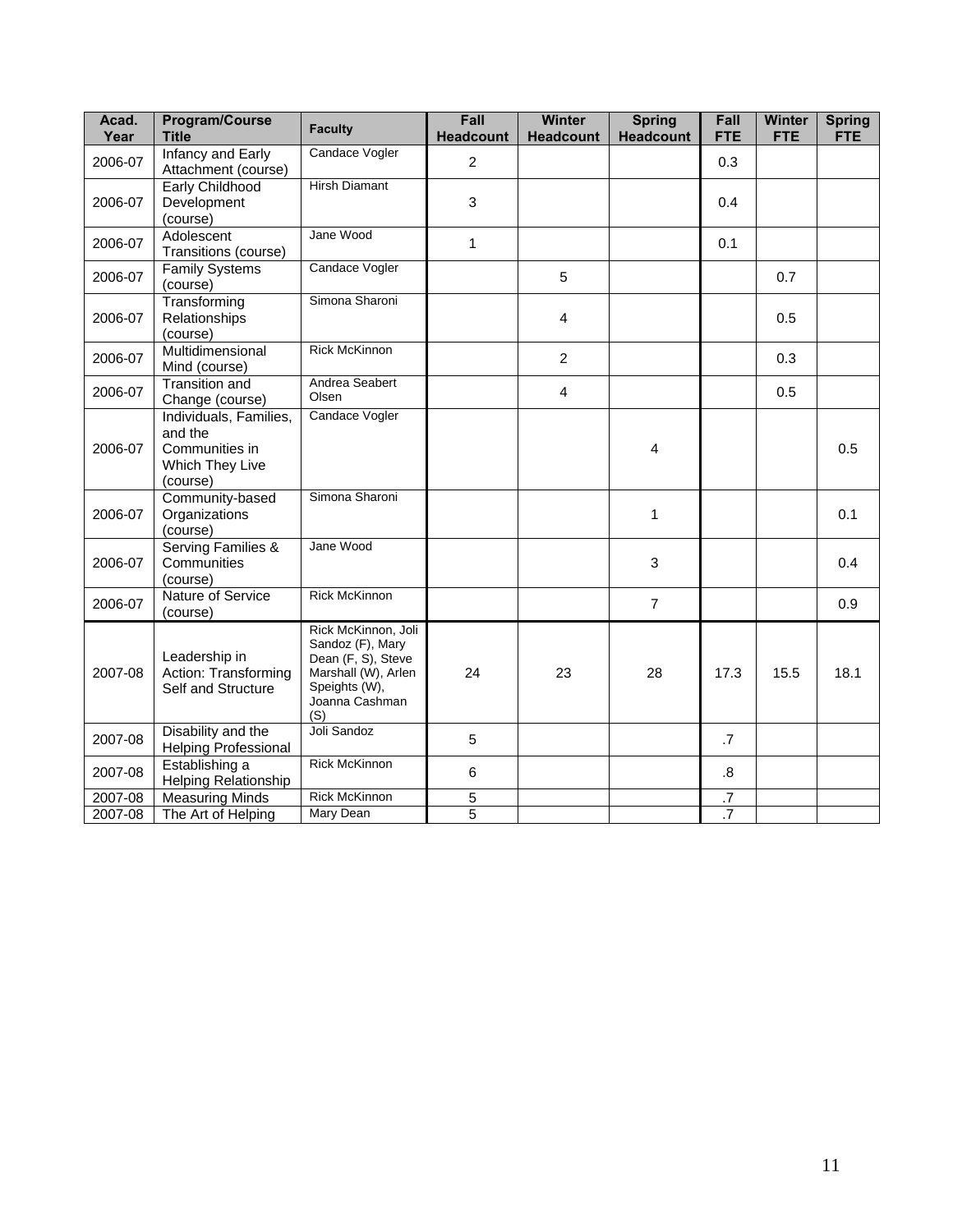| Acad. Year | Program/Course Title | Faculty | Fall Headcount | Winter Headcount | Spring Headcount | Fall FTE | Winter FTE | Spring FTE |
|---|---|---|---|---|---|---|---|---|
| 2006-07 | Infancy and Early Attachment (course) | Candace Vogler | 2 | | | 0.3 | | |
| 2006-07 | Early Childhood Development (course) | Hirsh Diamant | 3 | | | 0.4 | | |
| 2006-07 | Adolescent Transitions (course) | Jane Wood | 1 | | | 0.1 | | |
| 2006-07 | Family Systems (course) | Candace Vogler | | 5 | | | 0.7 | |
| 2006-07 | Transforming Relationships (course) | Simona Sharoni | | 4 | | | 0.5 | |
| 2006-07 | Multidimensional Mind (course) | Rick McKinnon | | 2 | | | 0.3 | |
| 2006-07 | Transition and Change (course) | Andrea Seabert Olsen | | 4 | | | 0.5 | |
| 2006-07 | Individuals, Families, and the Communities in Which They Live (course) | Candace Vogler | | | 4 | | | 0.5 |
| 2006-07 | Community-based Organizations (course) | Simona Sharoni | | | 1 | | | 0.1 |
| 2006-07 | Serving Families & Communities (course) | Jane Wood | | | 3 | | | 0.4 |
| 2006-07 | Nature of Service (course) | Rick McKinnon | | | 7 | | | 0.9 |
| 2007-08 | Leadership in Action: Transforming Self and Structure | Rick McKinnon, Joli Sandoz (F), Mary Dean (F, S), Steve Marshall (W), Arlen Speights (W), Joanna Cashman (S) | 24 | 23 | 28 | 17.3 | 15.5 | 18.1 |
| 2007-08 | Disability and the Helping Professional | Joli Sandoz | 5 | | | .7 | | |
| 2007-08 | Establishing a Helping Relationship | Rick McKinnon | 6 | | | .8 | | |
| 2007-08 | Measuring Minds | Rick McKinnon | 5 | | | .7 | | |
| 2007-08 | The Art of Helping | Mary Dean | 5 | | | .7 | | |